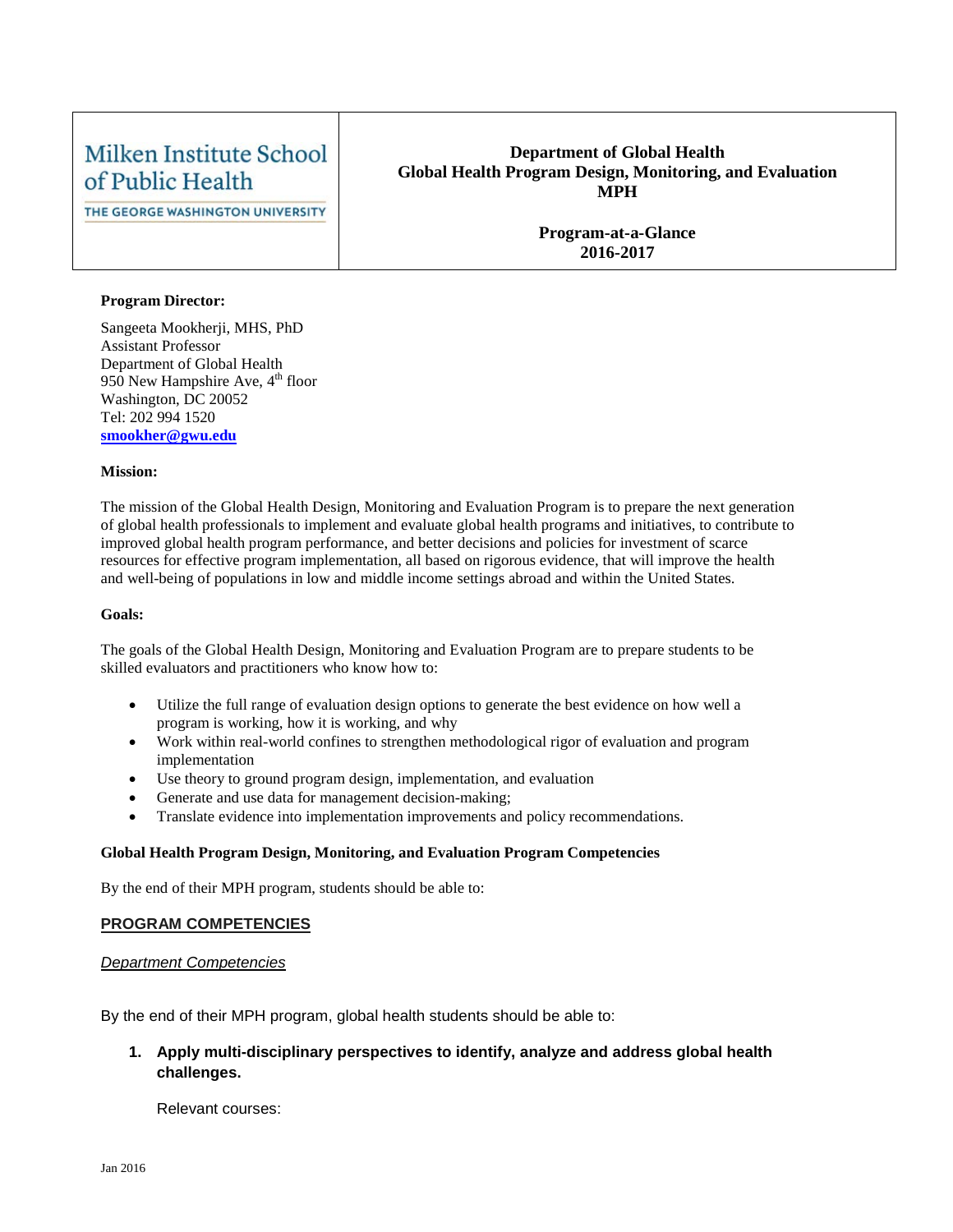| Milken Institute School of Public Health<br>THE GEORGE WASHINGTON UNIVERSITY | **Department of Global Health**<br>**Global Health Program Design, Monitoring, and Evaluation**<br>**MPH**<br><br>**Program-at-a-Glance**<br>**2016-2017** |
| --- | --- |

**Program Director:**

Sangeeta Mookherji, MHS, PhD
Assistant Professor
Department of Global Health
950 New Hampshire Ave, 4th floor
Washington, DC 20052
Tel: 202 994 1520
**smookher@gwu.edu**

**Mission:**

The mission of the Global Health Design, Monitoring and Evaluation Program is to prepare the next generation of global health professionals to implement and evaluate global health programs and initiatives, to contribute to improved global health program performance, and better decisions and policies for investment of scarce resources for effective program implementation, all based on rigorous evidence, that will improve the health and well-being of populations in low and middle income settings abroad and within the United States.

**Goals:**

The goals of the Global Health Design, Monitoring and Evaluation Program are to prepare students to be skilled evaluators and practitioners who know how to:

- Utilize the full range of evaluation design options to generate the best evidence on how well a program is working, how it is working, and why
- Work within real-world confines to strengthen methodological rigor of evaluation and program implementation
- Use theory to ground program design, implementation, and evaluation
- Generate and use data for management decision-making;
- Translate evidence into implementation improvements and policy recommendations.

**Global Health Program Design, Monitoring, and Evaluation Program Competencies**

By the end of their MPH program, students should be able to:

## PROGRAM COMPETENCIES

### *Department Competencies*

By the end of their MPH program, global health students should be able to:

1. **Apply multi-disciplinary perspectives to identify, analyze and address global health challenges.**

   Relevant courses: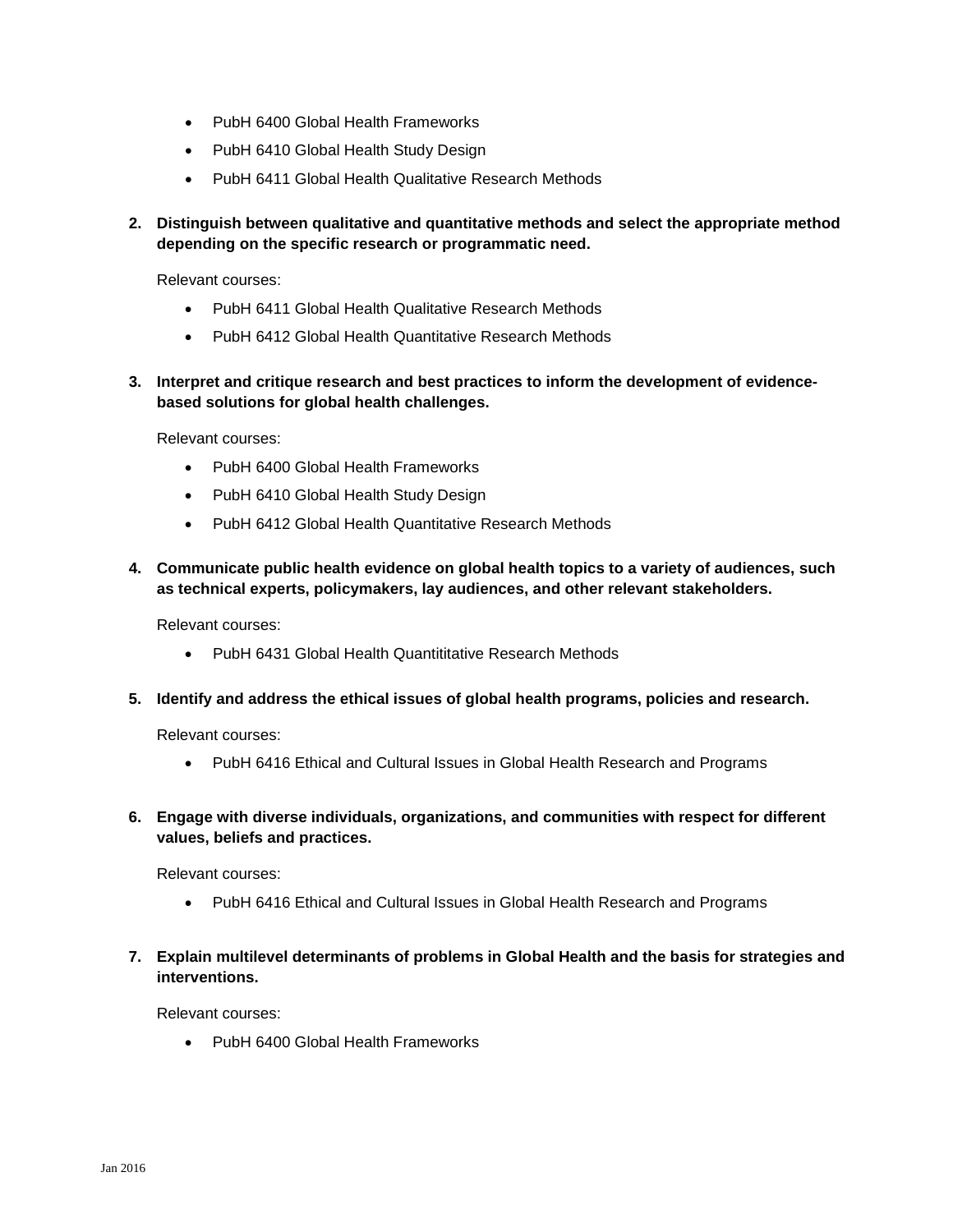- PubH 6400 Global Health Frameworks
- PubH 6410 Global Health Study Design
- PubH 6411 Global Health Qualitative Research Methods

2. **Distinguish between qualitative and quantitative methods and select the appropriate method depending on the specific research or programmatic need.**

   Relevant courses:

   - PubH 6411 Global Health Qualitative Research Methods
   - PubH 6412 Global Health Quantitative Research Methods

3. **Interpret and critique research and best practices to inform the development of evidence-based solutions for global health challenges.**

   Relevant courses:

   - PubH 6400 Global Health Frameworks
   - PubH 6410 Global Health Study Design
   - PubH 6412 Global Health Quantitative Research Methods

4. **Communicate public health evidence on global health topics to a variety of audiences, such as technical experts, policymakers, lay audiences, and other relevant stakeholders.**

   Relevant courses:

   - PubH 6431 Global Health Quantititative Research Methods

5. **Identify and address the ethical issues of global health programs, policies and research.**

   Relevant courses:

   - PubH 6416 Ethical and Cultural Issues in Global Health Research and Programs

6. **Engage with diverse individuals, organizations, and communities with respect for different values, beliefs and practices.**

   Relevant courses:

   - PubH 6416 Ethical and Cultural Issues in Global Health Research and Programs

7. **Explain multilevel determinants of problems in Global Health and the basis for strategies and interventions.**

   Relevant courses:

   - PubH 6400 Global Health Frameworks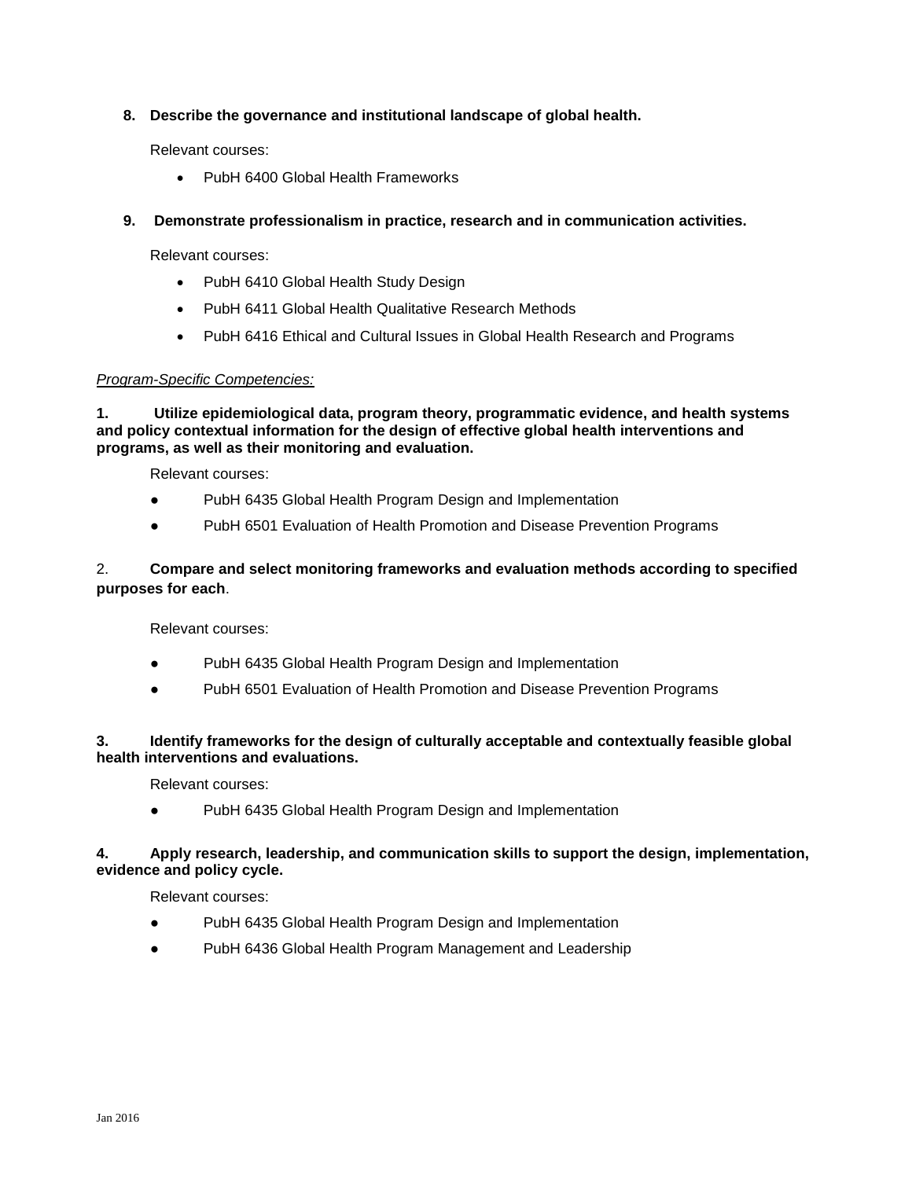8. **Describe the governance and institutional landscape of global health.**

   Relevant courses:

   - PubH 6400 Global Health Frameworks

9. **Demonstrate professionalism in practice, research and in communication activities.**

   Relevant courses:

   - PubH 6410 Global Health Study Design
   - PubH 6411 Global Health Qualitative Research Methods
   - PubH 6416 Ethical and Cultural Issues in Global Health Research and Programs

*Program-Specific Competencies:*

**1. Utilize epidemiological data, program theory, programmatic evidence, and health systems and policy contextual information for the design of effective global health interventions and programs, as well as their monitoring and evaluation.**

Relevant courses:

- PubH 6435 Global Health Program Design and Implementation
- PubH 6501 Evaluation of Health Promotion and Disease Prevention Programs

2. **Compare and select monitoring frameworks and evaluation methods according to specified purposes for each**.

Relevant courses:

- PubH 6435 Global Health Program Design and Implementation
- PubH 6501 Evaluation of Health Promotion and Disease Prevention Programs

**3. Identify frameworks for the design of culturally acceptable and contextually feasible global health interventions and evaluations.**

Relevant courses:

- PubH 6435 Global Health Program Design and Implementation

**4. Apply research, leadership, and communication skills to support the design, implementation, evidence and policy cycle.**

Relevant courses:

- PubH 6435 Global Health Program Design and Implementation
- PubH 6436 Global Health Program Management and Leadership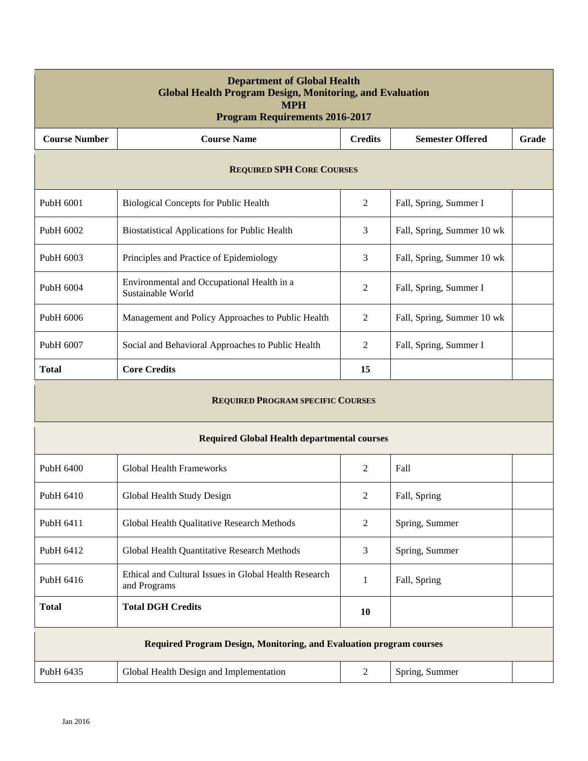| Department of Global Health<br>Global Health Program Design, Monitoring, and Evaluation<br>MPH<br>Program Requirements 2016-2017 | | | | |
|---|---|---|---|---|
| **Course Number** | **Course Name** | **Credits** | **Semester Offered** | **Grade** |
| **REQUIRED SPH CORE COURSES** | | | | |
| PubH 6001 | Biological Concepts for Public Health | 2 | Fall, Spring, Summer I | |
| PubH 6002 | Biostatistical Applications for Public Health | 3 | Fall, Spring, Summer 10 wk | |
| PubH 6003 | Principles and Practice of Epidemiology | 3 | Fall, Spring, Summer 10 wk | |
| PubH 6004 | Environmental and Occupational Health in a Sustainable World | 2 | Fall, Spring, Summer I | |
| PubH 6006 | Management and Policy Approaches to Public Health | 2 | Fall, Spring, Summer 10 wk | |
| PubH 6007 | Social and Behavioral Approaches to Public Health | 2 | Fall, Spring, Summer I | |
| **Total** | **Core Credits** | **15** | | |
| **REQUIRED PROGRAM SPECIFIC COURSES** | | | | |
| **Required Global Health departmental courses** | | | | |
| PubH 6400 | Global Health Frameworks | 2 | Fall | |
| PubH 6410 | Global Health Study Design | 2 | Fall, Spring | |
| PubH 6411 | Global Health Qualitative Research Methods | 2 | Spring, Summer | |
| PubH 6412 | Global Health Quantitative Research Methods | 3 | Spring, Summer | |
| PubH 6416 | Ethical and Cultural Issues in Global Health Research and Programs | 1 | Fall, Spring | |
| **Total** | **Total DGH Credits** | **10** | | |
| **Required Program Design, Monitoring, and Evaluation program courses** | | | | |
| PubH 6435 | Global Health Design and Implementation | 2 | Spring, Summer | |

Jan 2016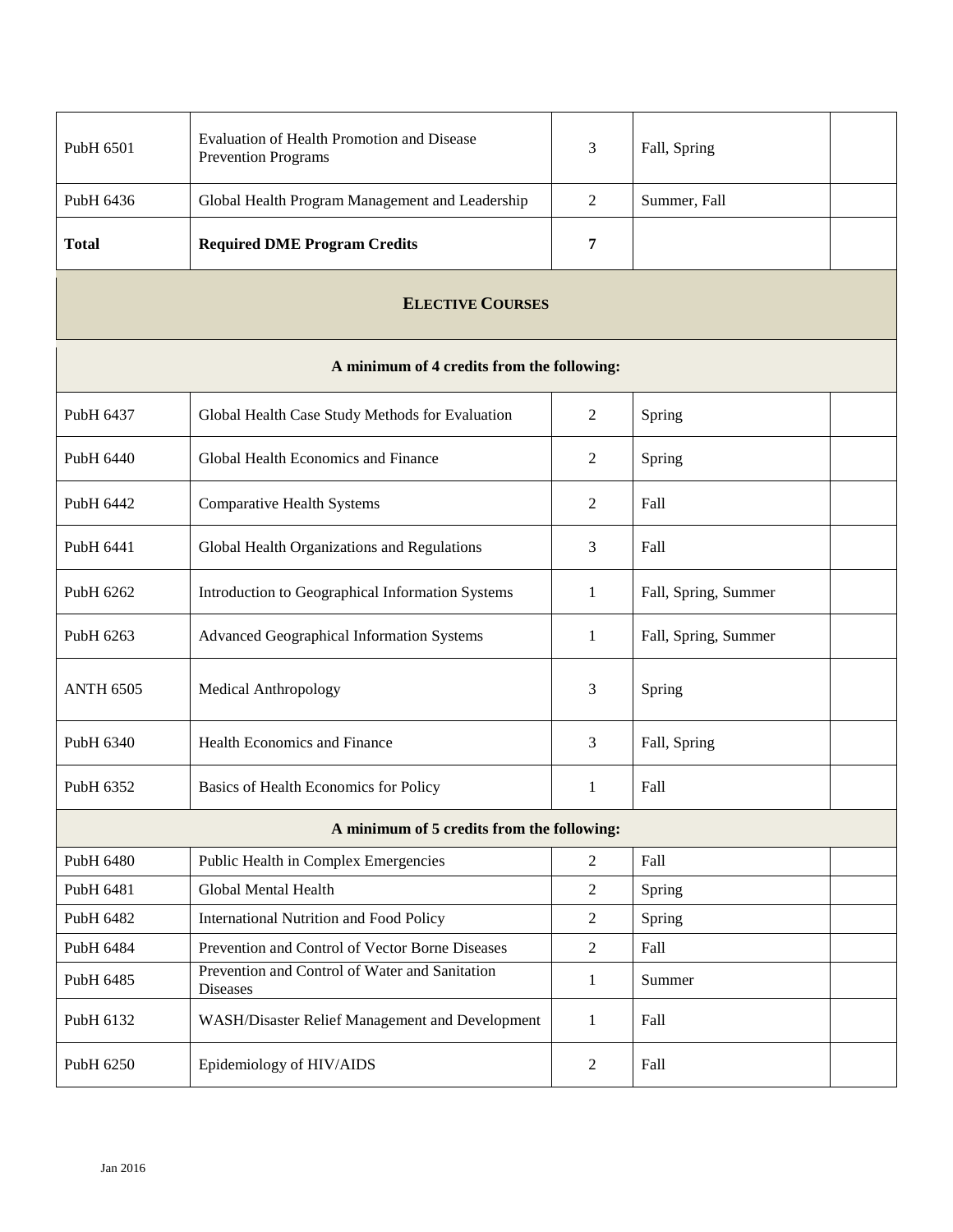| | | | | |
|---|---|---|---|---|
| PubH 6501 | Evaluation of Health Promotion and Disease Prevention Programs | 3 | Fall, Spring | |
| PubH 6436 | Global Health Program Management and Leadership | 2 | Summer, Fall | |
| **Total** | **Required DME Program Credits** | **7** | | |
| **ELECTIVE COURSES** | | | | |
| **A minimum of 4 credits from the following:** | | | | |
| PubH 6437 | Global Health Case Study Methods for Evaluation | 2 | Spring | |
| PubH 6440 | Global Health Economics and Finance | 2 | Spring | |
| PubH 6442 | Comparative Health Systems | 2 | Fall | |
| PubH 6441 | Global Health Organizations and Regulations | 3 | Fall | |
| PubH 6262 | Introduction to Geographical Information Systems | 1 | Fall, Spring, Summer | |
| PubH 6263 | Advanced Geographical Information Systems | 1 | Fall, Spring, Summer | |
| ANTH 6505 | Medical Anthropology | 3 | Spring | |
| PubH 6340 | Health Economics and Finance | 3 | Fall, Spring | |
| PubH 6352 | Basics of Health Economics for Policy | 1 | Fall | |
| **A minimum of 5 credits from the following:** | | | | |
| PubH 6480 | Public Health in Complex Emergencies | 2 | Fall | |
| PubH 6481 | Global Mental Health | 2 | Spring | |
| PubH 6482 | International Nutrition and Food Policy | 2 | Spring | |
| PubH 6484 | Prevention and Control of Vector Borne Diseases | 2 | Fall | |
| PubH 6485 | Prevention and Control of Water and Sanitation Diseases | 1 | Summer | |
| PubH 6132 | WASH/Disaster Relief Management and Development | 1 | Fall | |
| PubH 6250 | Epidemiology of HIV/AIDS | 2 | Fall | |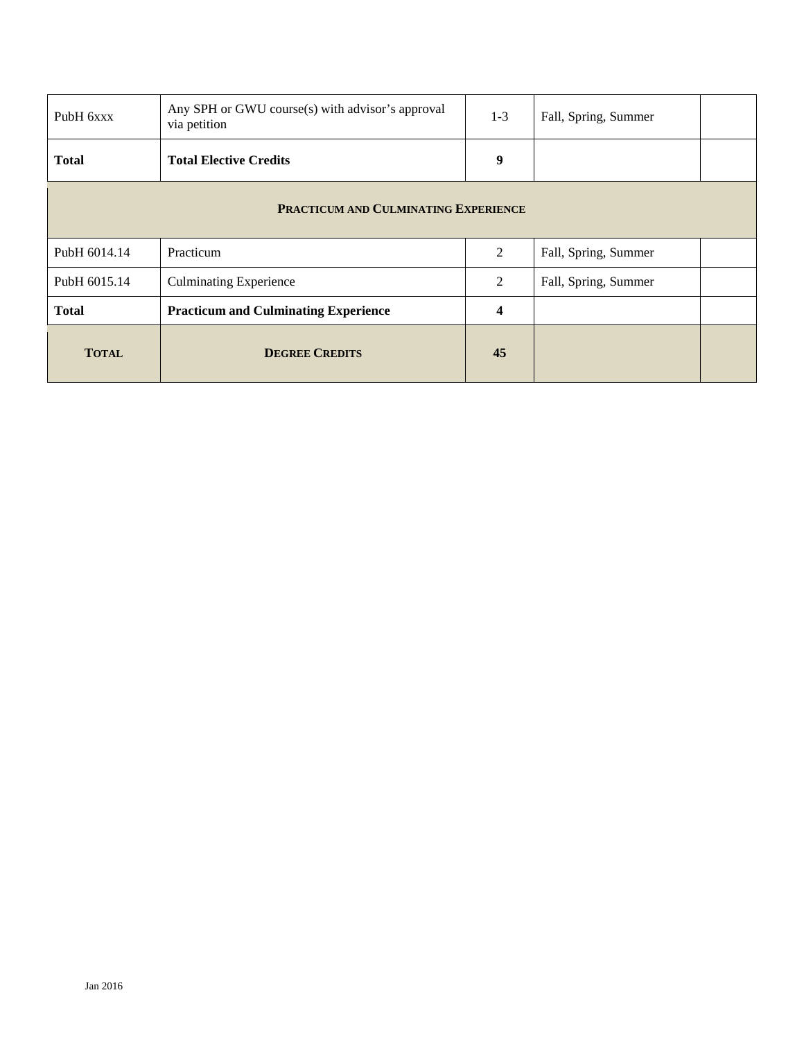| | | | | |
|---|---|---|---|---|
| PubH 6xxx | Any SPH or GWU course(s) with advisor's approval via petition | 1-3 | Fall, Spring, Summer | |
| **Total** | **Total Elective Credits** | **9** | | |
| **PRACTICUM AND CULMINATING EXPERIENCE** | | | | |
| PubH 6014.14 | Practicum | 2 | Fall, Spring, Summer | |
| PubH 6015.14 | Culminating Experience | 2 | Fall, Spring, Summer | |
| **Total** | **Practicum and Culminating Experience** | **4** | | |
| **TOTAL** | **DEGREE CREDITS** | **45** | | |

Jan 2016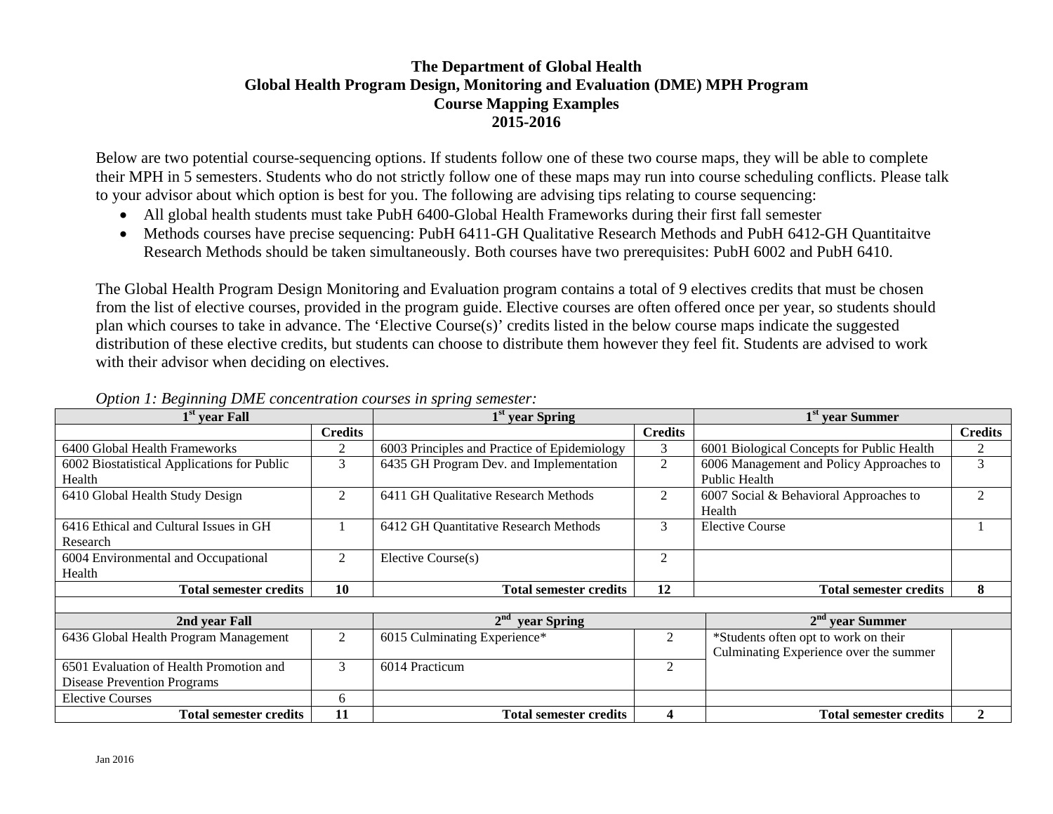**The Department of Global Health**
**Global Health Program Design, Monitoring and Evaluation (DME) MPH Program**
**Course Mapping Examples**
**2015-2016**

Below are two potential course-sequencing options. If students follow one of these two course maps, they will be able to complete their MPH in 5 semesters. Students who do not strictly follow one of these maps may run into course scheduling conflicts. Please talk to your advisor about which option is best for you. The following are advising tips relating to course sequencing:

- All global health students must take PubH 6400-Global Health Frameworks during their first fall semester
- Methods courses have precise sequencing: PubH 6411-GH Qualitative Research Methods and PubH 6412-GH Quantitaitve Research Methods should be taken simultaneously. Both courses have two prerequisites: PubH 6002 and PubH 6410.

The Global Health Program Design Monitoring and Evaluation program contains a total of 9 electives credits that must be chosen from the list of elective courses, provided in the program guide. Elective courses are often offered once per year, so students should plan which courses to take in advance. The 'Elective Course(s)' credits listed in the below course maps indicate the suggested distribution of these elective credits, but students can choose to distribute them however they feel fit. Students are advised to work with their advisor when deciding on electives.

*Option 1: Beginning DME concentration courses in spring semester:*

| 1st year Fall | | 1st year Spring | | 1st year Summer | |
|---|---|---|---|---|---|
| | **Credits** | | **Credits** | | **Credits** |
| 6400 Global Health Frameworks | 2 | 6003 Principles and Practice of Epidemiology | 3 | 6001 Biological Concepts for Public Health | 2 |
| 6002 Biostatistical Applications for Public Health | 3 | 6435 GH Program Dev. and Implementation | 2 | 6006 Management and Policy Approaches to Public Health | 3 |
| 6410 Global Health Study Design | 2 | 6411 GH Qualitative Research Methods | 2 | 6007 Social & Behavioral Approaches to Health | 2 |
| 6416 Ethical and Cultural Issues in GH Research | 1 | 6412 GH Quantitative Research Methods | 3 | Elective Course | 1 |
| 6004 Environmental and Occupational Health | 2 | Elective Course(s) | 2 | | |
| **Total semester credits** | **10** | **Total semester credits** | **12** | **Total semester credits** | **8** |
| | | | | | |
| **2nd year Fall** | | **2nd year Spring** | | **2nd year Summer** | |
| 6436 Global Health Program Management | 2 | 6015 Culminating Experience* | 2 | *Students often opt to work on their Culminating Experience over the summer | |
| 6501 Evaluation of Health Promotion and Disease Prevention Programs | 3 | 6014 Practicum | 2 | | |
| Elective Courses | 6 | | | | |
| **Total semester credits** | **11** | **Total semester credits** | **4** | **Total semester credits** | **2** |

Jan 2016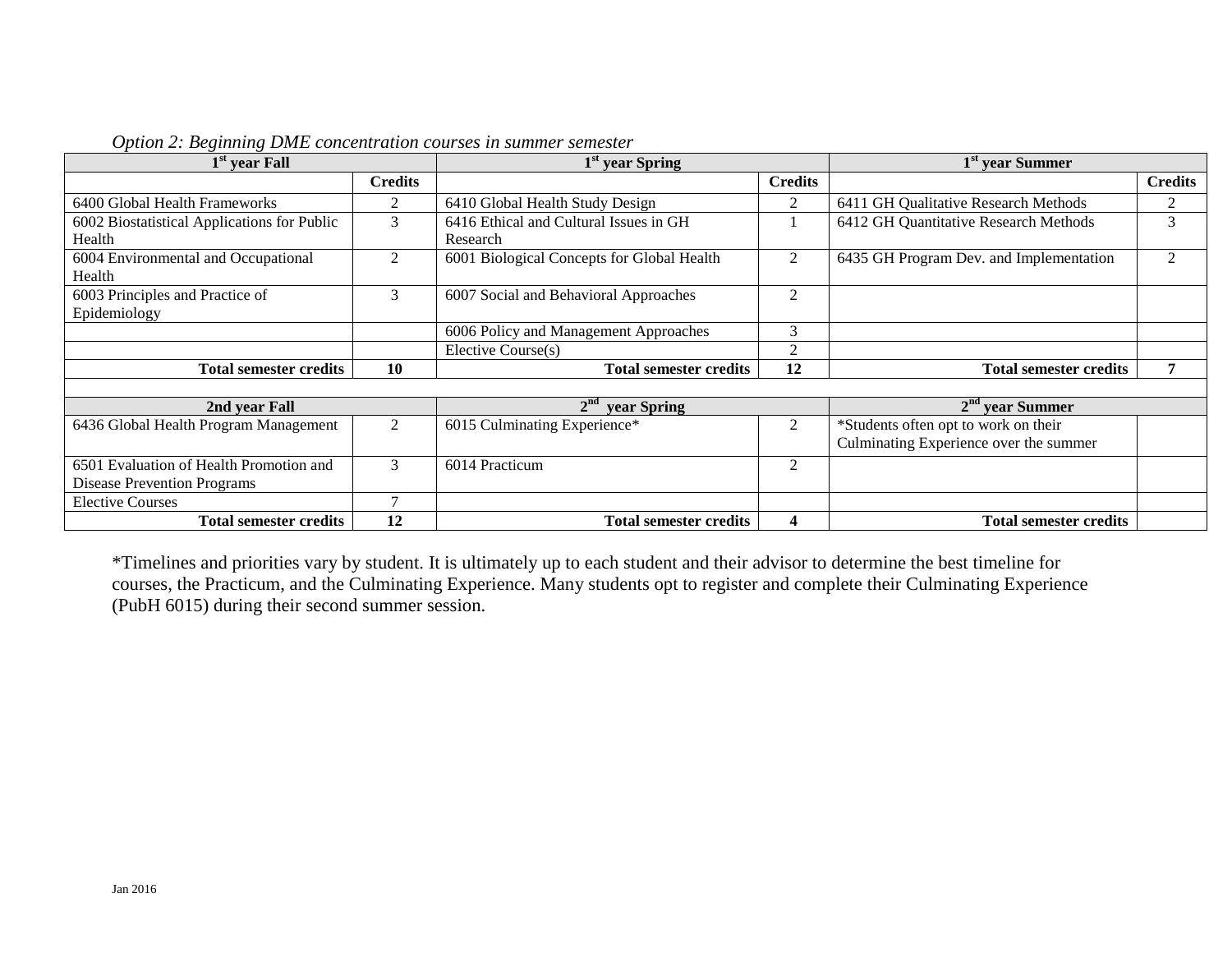*Option 2: Beginning DME concentration courses in summer semester*

| 1st year Fall | | 1st year Spring | | 1st year Summer | |
|---|---|---|---|---|---|
| | **Credits** | | **Credits** | | **Credits** |
| 6400 Global Health Frameworks | 2 | 6410 Global Health Study Design | 2 | 6411 GH Qualitative Research Methods | 2 |
| 6002 Biostatistical Applications for Public Health | 3 | 6416 Ethical and Cultural Issues in GH Research | 1 | 6412 GH Quantitative Research Methods | 3 |
| 6004 Environmental and Occupational Health | 2 | 6001 Biological Concepts for Global Health | 2 | 6435 GH Program Dev. and Implementation | 2 |
| 6003 Principles and Practice of Epidemiology | 3 | 6007 Social and Behavioral Approaches | 2 | | |
| | | 6006 Policy and Management Approaches | 3 | | |
| | | Elective Course(s) | 2 | | |
| **Total semester credits** | **10** | **Total semester credits** | **12** | **Total semester credits** | **7** |
| | | | | | |
| **2nd year Fall** | | **2nd year Spring** | | **2nd year Summer** | |
| 6436 Global Health Program Management | 2 | 6015 Culminating Experience* | 2 | *Students often opt to work on their Culminating Experience over the summer | |
| 6501 Evaluation of Health Promotion and Disease Prevention Programs | 3 | 6014 Practicum | 2 | | |
| Elective Courses | 7 | | | | |
| **Total semester credits** | **12** | **Total semester credits** | **4** | **Total semester credits** | |

*Timelines and priorities vary by student. It is ultimately up to each student and their advisor to determine the best timeline for courses, the Practicum, and the Culminating Experience. Many students opt to register and complete their Culminating Experience (PubH 6015) during their second summer session.

Jan 2016